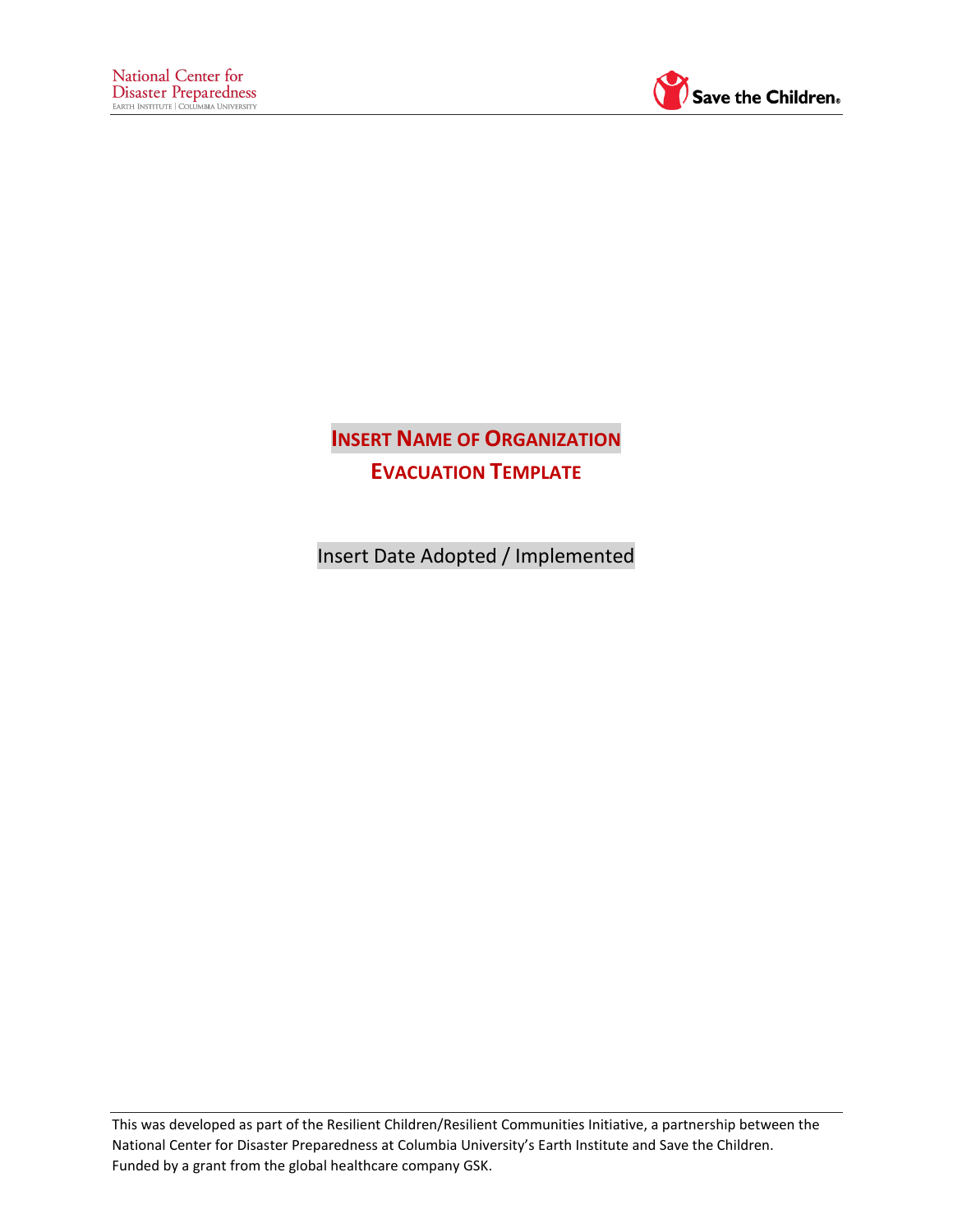National Center for Disaster Preparedness
Earth Institute | Columbia University

Save the Children

# INSERT NAME OF ORGANIZATION
# EVACUATION TEMPLATE

Insert Date Adopted / Implemented

This was developed as part of the Resilient Children/Resilient Communities Initiative, a partnership between the National Center for Disaster Preparedness at Columbia University's Earth Institute and Save the Children. Funded by a grant from the global healthcare company GSK.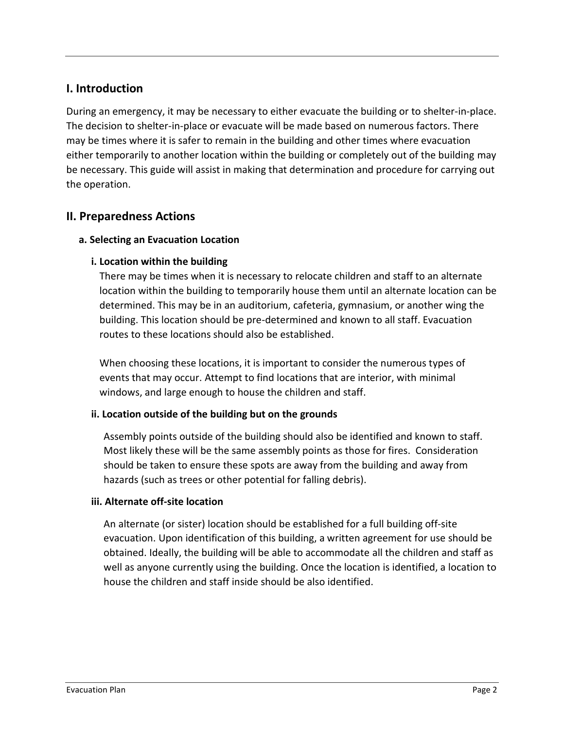## I. Introduction

During an emergency, it may be necessary to either evacuate the building or to shelter-in-place. The decision to shelter-in-place or evacuate will be made based on numerous factors. There may be times where it is safer to remain in the building and other times where evacuation either temporarily to another location within the building or completely out of the building may be necessary. This guide will assist in making that determination and procedure for carrying out the operation.

## II. Preparedness Actions

### a. Selecting an Evacuation Location

#### i. Location within the building

There may be times when it is necessary to relocate children and staff to an alternate location within the building to temporarily house them until an alternate location can be determined. This may be in an auditorium, cafeteria, gymnasium, or another wing the building. This location should be pre-determined and known to all staff. Evacuation routes to these locations should also be established.

When choosing these locations, it is important to consider the numerous types of events that may occur. Attempt to find locations that are interior, with minimal windows, and large enough to house the children and staff.

#### ii. Location outside of the building but on the grounds

Assembly points outside of the building should also be identified and known to staff. Most likely these will be the same assembly points as those for fires. Consideration should be taken to ensure these spots are away from the building and away from hazards (such as trees or other potential for falling debris).

#### iii. Alternate off-site location

An alternate (or sister) location should be established for a full building off-site evacuation. Upon identification of this building, a written agreement for use should be obtained. Ideally, the building will be able to accommodate all the children and staff as well as anyone currently using the building. Once the location is identified, a location to house the children and staff inside should be also identified.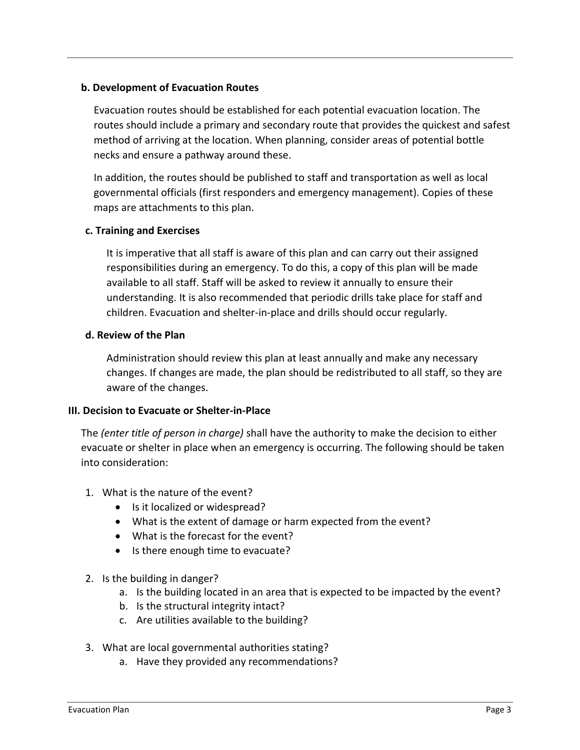### b. Development of Evacuation Routes

Evacuation routes should be established for each potential evacuation location. The routes should include a primary and secondary route that provides the quickest and safest method of arriving at the location. When planning, consider areas of potential bottle necks and ensure a pathway around these.

In addition, the routes should be published to staff and transportation as well as local governmental officials (first responders and emergency management). Copies of these maps are attachments to this plan.

### c. Training and Exercises

It is imperative that all staff is aware of this plan and can carry out their assigned responsibilities during an emergency. To do this, a copy of this plan will be made available to all staff. Staff will be asked to review it annually to ensure their understanding. It is also recommended that periodic drills take place for staff and children. Evacuation and shelter-in-place and drills should occur regularly.

### d. Review of the Plan

Administration should review this plan at least annually and make any necessary changes. If changes are made, the plan should be redistributed to all staff, so they are aware of the changes.

## III. Decision to Evacuate or Shelter-in-Place

The *(enter title of person in charge)* shall have the authority to make the decision to either evacuate or shelter in place when an emergency is occurring. The following should be taken into consideration:

1. What is the nature of the event?
   - Is it localized or widespread?
   - What is the extent of damage or harm expected from the event?
   - What is the forecast for the event?
   - Is there enough time to evacuate?

2. Is the building in danger?
   a. Is the building located in an area that is expected to be impacted by the event?
   b. Is the structural integrity intact?
   c. Are utilities available to the building?

3. What are local governmental authorities stating?
   a. Have they provided any recommendations?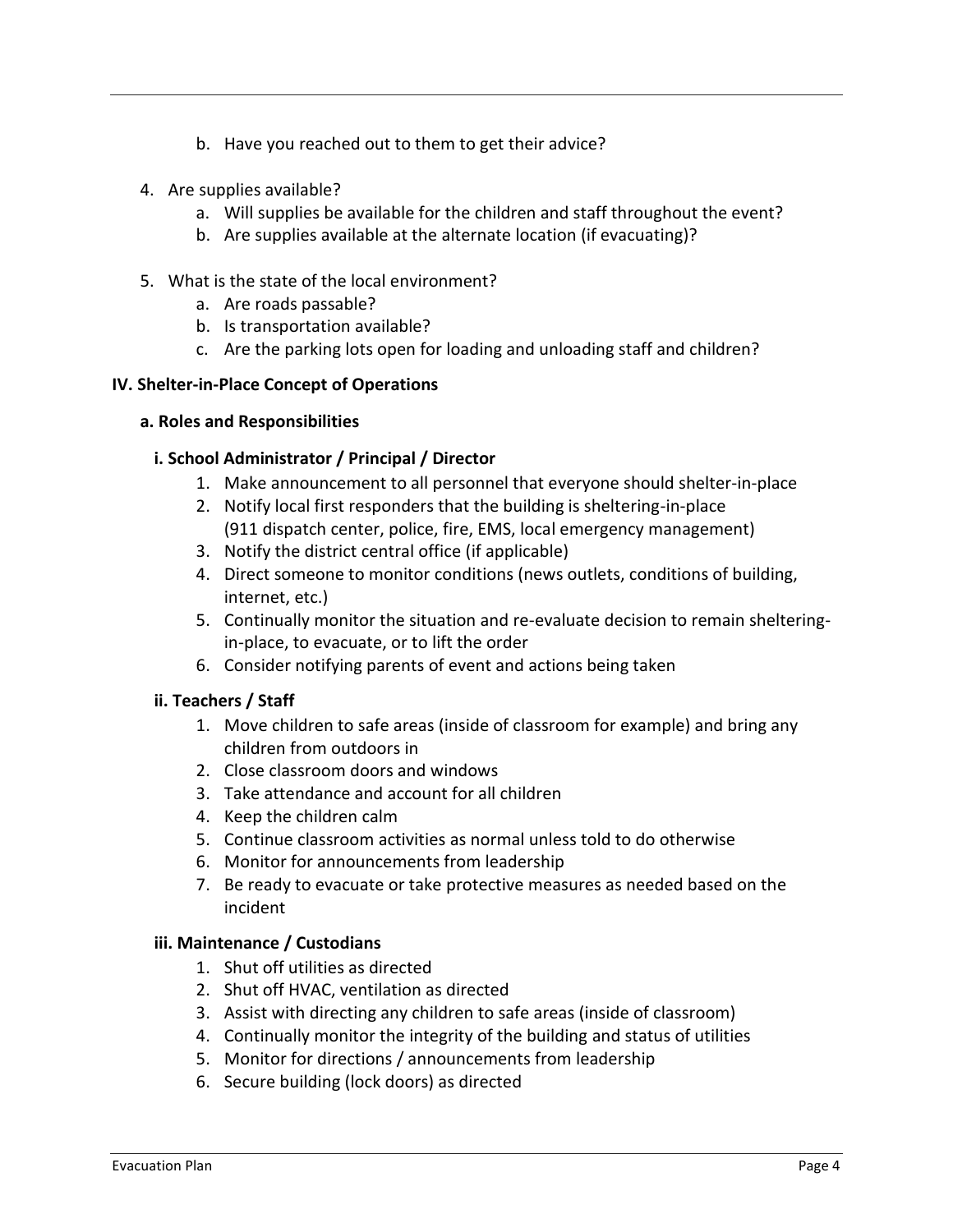b. Have you reached out to them to get their advice?

4. Are supplies available?
    a. Will supplies be available for the children and staff throughout the event?
    b. Are supplies available at the alternate location (if evacuating)?

5. What is the state of the local environment?
    a. Are roads passable?
    b. Is transportation available?
    c. Are the parking lots open for loading and unloading staff and children?

## IV. Shelter-in-Place Concept of Operations

### a. Roles and Responsibilities

#### i. School Administrator / Principal / Director

1. Make announcement to all personnel that everyone should shelter-in-place
2. Notify local first responders that the building is sheltering-in-place (911 dispatch center, police, fire, EMS, local emergency management)
3. Notify the district central office (if applicable)
4. Direct someone to monitor conditions (news outlets, conditions of building, internet, etc.)
5. Continually monitor the situation and re-evaluate decision to remain sheltering-in-place, to evacuate, or to lift the order
6. Consider notifying parents of event and actions being taken

#### ii. Teachers / Staff

1. Move children to safe areas (inside of classroom for example) and bring any children from outdoors in
2. Close classroom doors and windows
3. Take attendance and account for all children
4. Keep the children calm
5. Continue classroom activities as normal unless told to do otherwise
6. Monitor for announcements from leadership
7. Be ready to evacuate or take protective measures as needed based on the incident

#### iii. Maintenance / Custodians

1. Shut off utilities as directed
2. Shut off HVAC, ventilation as directed
3. Assist with directing any children to safe areas (inside of classroom)
4. Continually monitor the integrity of the building and status of utilities
5. Monitor for directions / announcements from leadership
6. Secure building (lock doors) as directed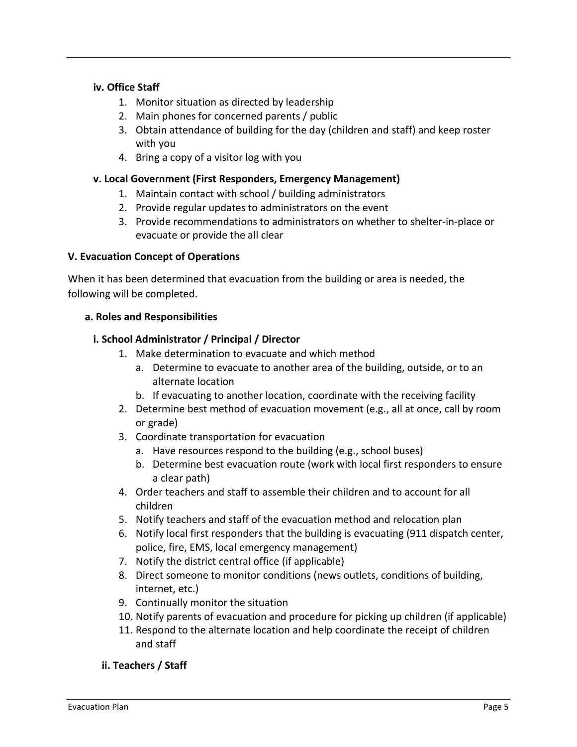**iv. Office Staff**

1. Monitor situation as directed by leadership
2. Main phones for concerned parents / public
3. Obtain attendance of building for the day (children and staff) and keep roster with you
4. Bring a copy of a visitor log with you

**v. Local Government (First Responders, Emergency Management)**

1. Maintain contact with school / building administrators
2. Provide regular updates to administrators on the event
3. Provide recommendations to administrators on whether to shelter-in-place or evacuate or provide the all clear

## V. Evacuation Concept of Operations

When it has been determined that evacuation from the building or area is needed, the following will be completed.

### a. Roles and Responsibilities

**i. School Administrator / Principal / Director**

1. Make determination to evacuate and which method
   a. Determine to evacuate to another area of the building, outside, or to an alternate location
   b. If evacuating to another location, coordinate with the receiving facility
2. Determine best method of evacuation movement (e.g., all at once, call by room or grade)
3. Coordinate transportation for evacuation
   a. Have resources respond to the building (e.g., school buses)
   b. Determine best evacuation route (work with local first responders to ensure a clear path)
4. Order teachers and staff to assemble their children and to account for all children
5. Notify teachers and staff of the evacuation method and relocation plan
6. Notify local first responders that the building is evacuating (911 dispatch center, police, fire, EMS, local emergency management)
7. Notify the district central office (if applicable)
8. Direct someone to monitor conditions (news outlets, conditions of building, internet, etc.)
9. Continually monitor the situation
10. Notify parents of evacuation and procedure for picking up children (if applicable)
11. Respond to the alternate location and help coordinate the receipt of children and staff

**ii. Teachers / Staff**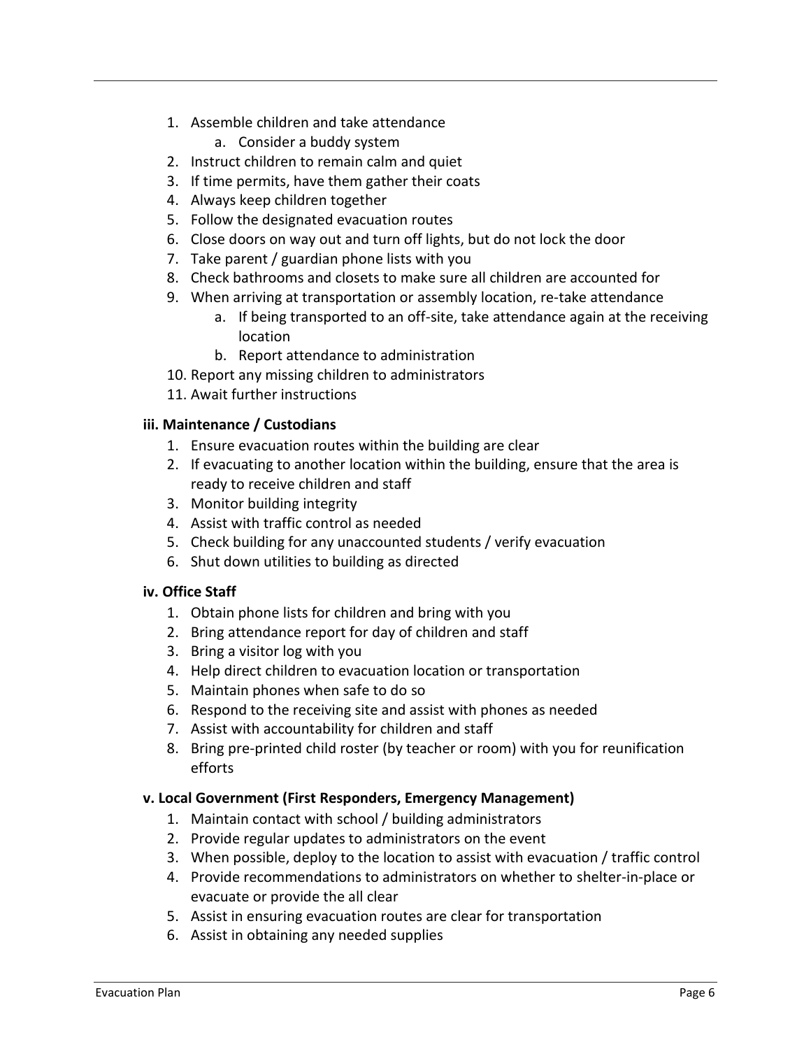1. Assemble children and take attendance
    a. Consider a buddy system
2. Instruct children to remain calm and quiet
3. If time permits, have them gather their coats
4. Always keep children together
5. Follow the designated evacuation routes
6. Close doors on way out and turn off lights, but do not lock the door
7. Take parent / guardian phone lists with you
8. Check bathrooms and closets to make sure all children are accounted for
9. When arriving at transportation or assembly location, re-take attendance
    a. If being transported to an off-site, take attendance again at the receiving location
    b. Report attendance to administration
10. Report any missing children to administrators
11. Await further instructions

**iii. Maintenance / Custodians**

1. Ensure evacuation routes within the building are clear
2. If evacuating to another location within the building, ensure that the area is ready to receive children and staff
3. Monitor building integrity
4. Assist with traffic control as needed
5. Check building for any unaccounted students / verify evacuation
6. Shut down utilities to building as directed

**iv. Office Staff**

1. Obtain phone lists for children and bring with you
2. Bring attendance report for day of children and staff
3. Bring a visitor log with you
4. Help direct children to evacuation location or transportation
5. Maintain phones when safe to do so
6. Respond to the receiving site and assist with phones as needed
7. Assist with accountability for children and staff
8. Bring pre-printed child roster (by teacher or room) with you for reunification efforts

**v. Local Government (First Responders, Emergency Management)**

1. Maintain contact with school / building administrators
2. Provide regular updates to administrators on the event
3. When possible, deploy to the location to assist with evacuation / traffic control
4. Provide recommendations to administrators on whether to shelter-in-place or evacuate or provide the all clear
5. Assist in ensuring evacuation routes are clear for transportation
6. Assist in obtaining any needed supplies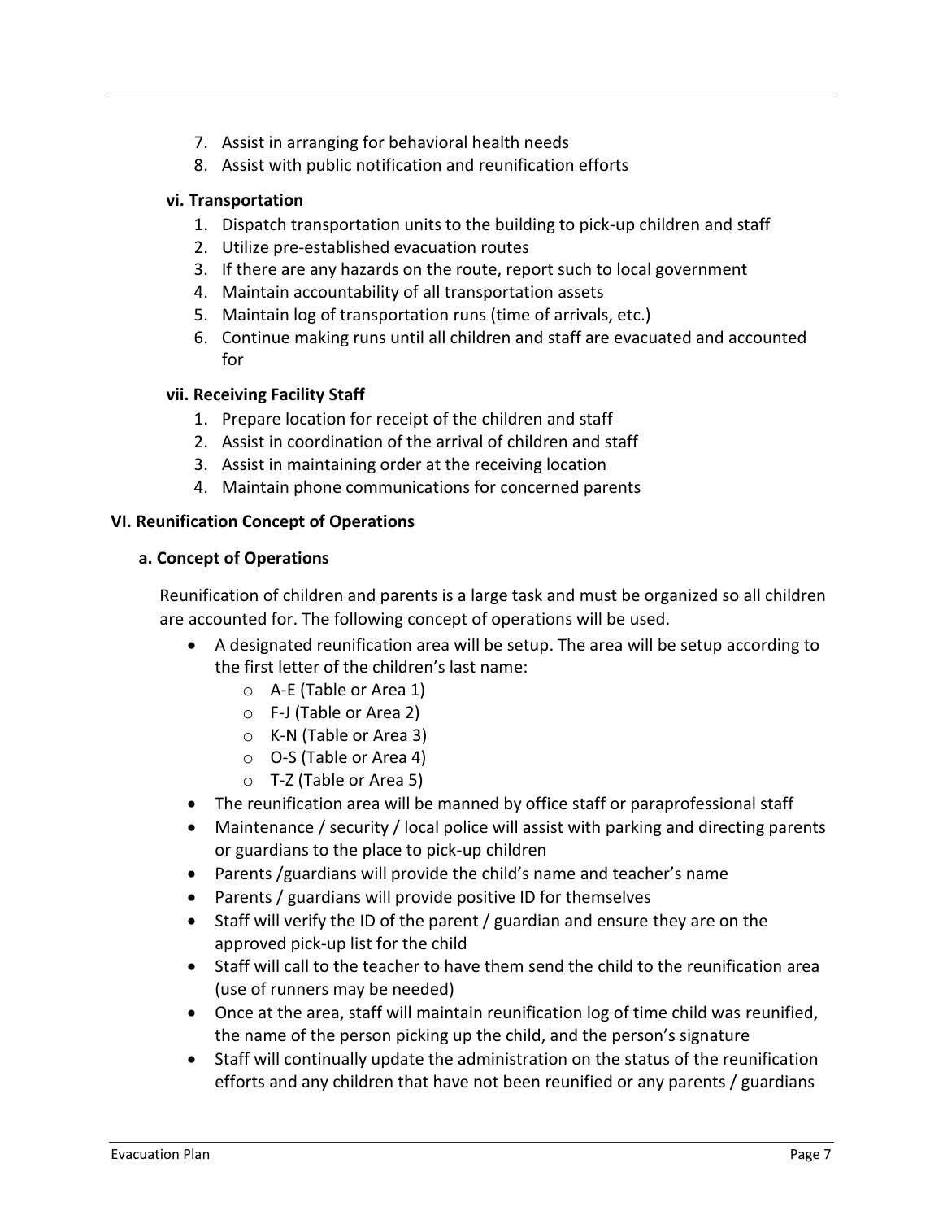7. Assist in arranging for behavioral health needs
8. Assist with public notification and reunification efforts

#### vi. Transportation

1. Dispatch transportation units to the building to pick-up children and staff
2. Utilize pre-established evacuation routes
3. If there are any hazards on the route, report such to local government
4. Maintain accountability of all transportation assets
5. Maintain log of transportation runs (time of arrivals, etc.)
6. Continue making runs until all children and staff are evacuated and accounted for

#### vii. Receiving Facility Staff

1. Prepare location for receipt of the children and staff
2. Assist in coordination of the arrival of children and staff
3. Assist in maintaining order at the receiving location
4. Maintain phone communications for concerned parents

## VI. Reunification Concept of Operations

### a. Concept of Operations

Reunification of children and parents is a large task and must be organized so all children are accounted for. The following concept of operations will be used.

- A designated reunification area will be setup. The area will be setup according to the first letter of the children's last name:
  - A-E (Table or Area 1)
  - F-J (Table or Area 2)
  - K-N (Table or Area 3)
  - O-S (Table or Area 4)
  - T-Z (Table or Area 5)
- The reunification area will be manned by office staff or paraprofessional staff
- Maintenance / security / local police will assist with parking and directing parents or guardians to the place to pick-up children
- Parents /guardians will provide the child's name and teacher's name
- Parents / guardians will provide positive ID for themselves
- Staff will verify the ID of the parent / guardian and ensure they are on the approved pick-up list for the child
- Staff will call to the teacher to have them send the child to the reunification area (use of runners may be needed)
- Once at the area, staff will maintain reunification log of time child was reunified, the name of the person picking up the child, and the person's signature
- Staff will continually update the administration on the status of the reunification efforts and any children that have not been reunified or any parents / guardians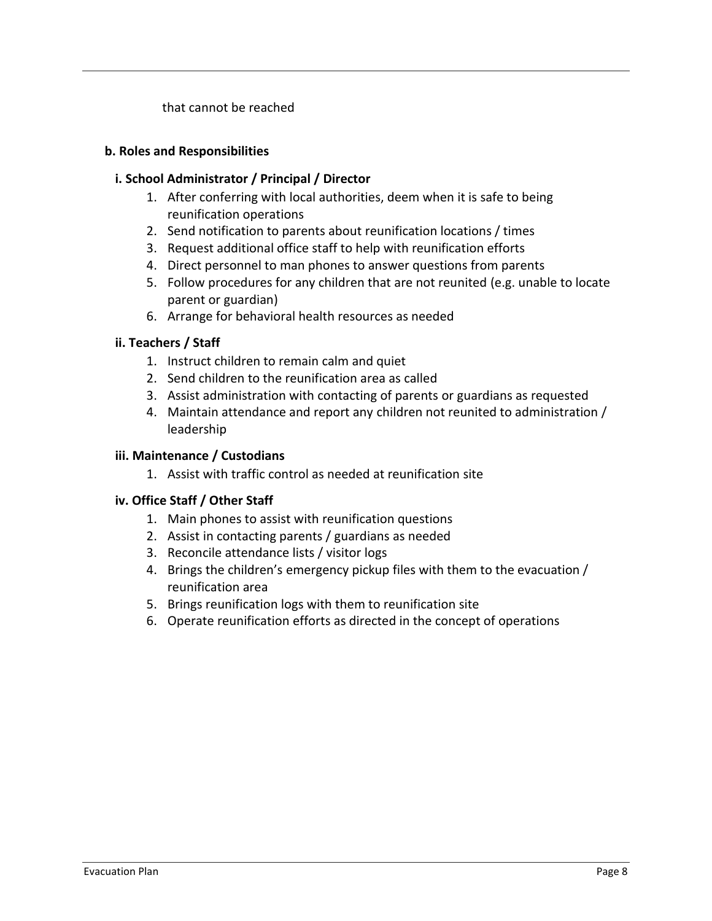that cannot be reached

**b. Roles and Responsibilities**

**i. School Administrator / Principal / Director**

1. After conferring with local authorities, deem when it is safe to being reunification operations
2. Send notification to parents about reunification locations / times
3. Request additional office staff to help with reunification efforts
4. Direct personnel to man phones to answer questions from parents
5. Follow procedures for any children that are not reunited (e.g. unable to locate parent or guardian)
6. Arrange for behavioral health resources as needed

**ii. Teachers / Staff**

1. Instruct children to remain calm and quiet
2. Send children to the reunification area as called
3. Assist administration with contacting of parents or guardians as requested
4. Maintain attendance and report any children not reunited to administration / leadership

**iii. Maintenance / Custodians**

1. Assist with traffic control as needed at reunification site

**iv. Office Staff / Other Staff**

1. Main phones to assist with reunification questions
2. Assist in contacting parents / guardians as needed
3. Reconcile attendance lists / visitor logs
4. Brings the children's emergency pickup files with them to the evacuation / reunification area
5. Brings reunification logs with them to reunification site
6. Operate reunification efforts as directed in the concept of operations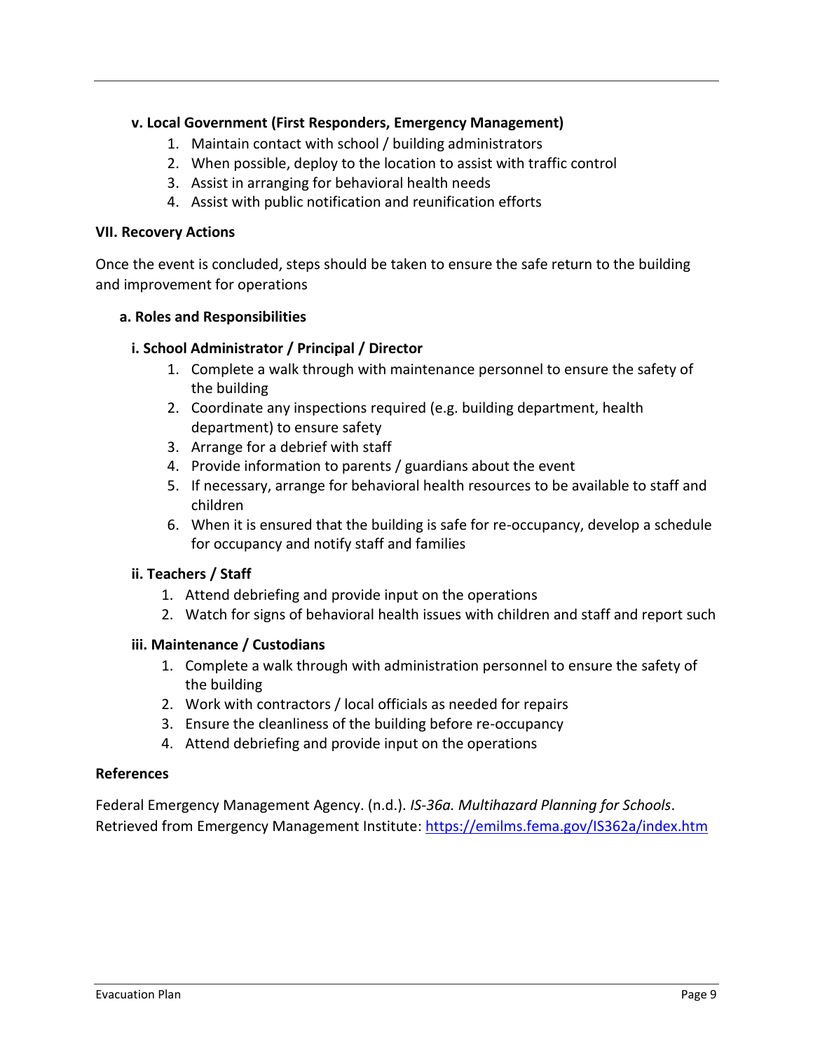#### v. Local Government (First Responders, Emergency Management)

1. Maintain contact with school / building administrators
2. When possible, deploy to the location to assist with traffic control
3. Assist in arranging for behavioral health needs
4. Assist with public notification and reunification efforts

## VII. Recovery Actions

Once the event is concluded, steps should be taken to ensure the safe return to the building and improvement for operations

### a. Roles and Responsibilities

#### i. School Administrator / Principal / Director

1. Complete a walk through with maintenance personnel to ensure the safety of the building
2. Coordinate any inspections required (e.g. building department, health department) to ensure safety
3. Arrange for a debrief with staff
4. Provide information to parents / guardians about the event
5. If necessary, arrange for behavioral health resources to be available to staff and children
6. When it is ensured that the building is safe for re-occupancy, develop a schedule for occupancy and notify staff and families

#### ii. Teachers / Staff

1. Attend debriefing and provide input on the operations
2. Watch for signs of behavioral health issues with children and staff and report such

#### iii. Maintenance / Custodians

1. Complete a walk through with administration personnel to ensure the safety of the building
2. Work with contractors / local officials as needed for repairs
3. Ensure the cleanliness of the building before re-occupancy
4. Attend debriefing and provide input on the operations

## References

Federal Emergency Management Agency. (n.d.). *IS-36a. Multihazard Planning for Schools*. Retrieved from Emergency Management Institute: https://emilms.fema.gov/IS362a/index.htm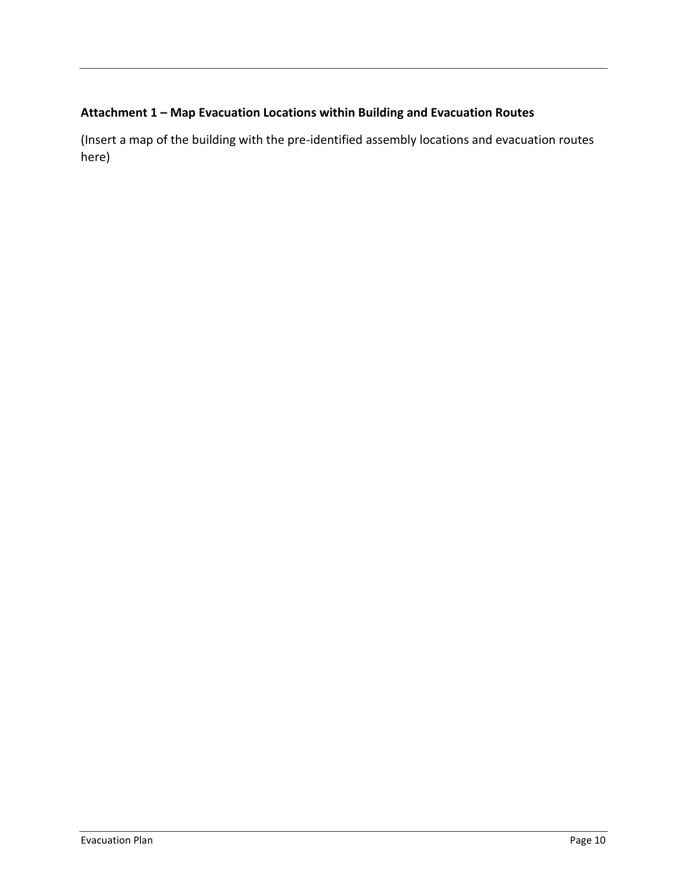**Attachment 1 – Map Evacuation Locations within Building and Evacuation Routes**

(Insert a map of the building with the pre-identified assembly locations and evacuation routes here)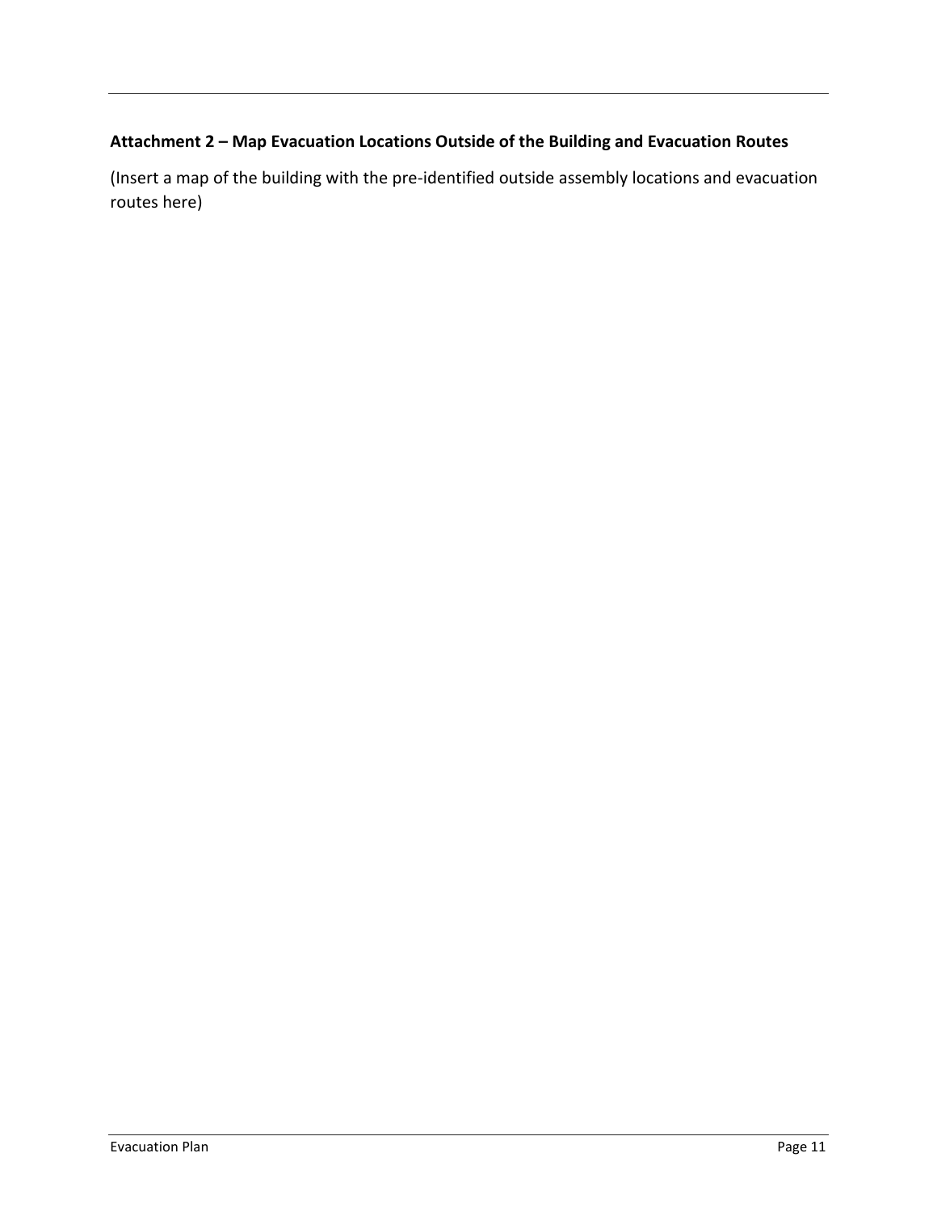**Attachment 2 – Map Evacuation Locations Outside of the Building and Evacuation Routes**

(Insert a map of the building with the pre-identified outside assembly locations and evacuation routes here)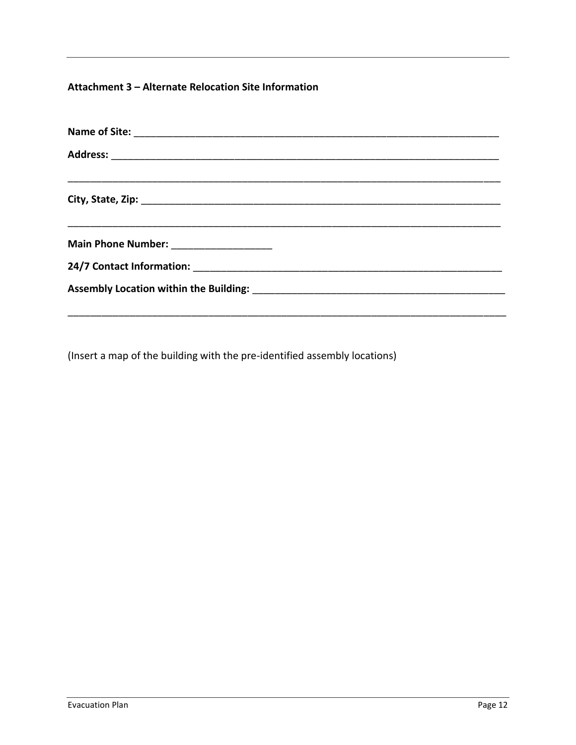**Attachment 3 – Alternate Relocation Site Information**

**Name of Site:** ___________________________________________________________________

**Address:** _______________________________________________________________________

___________________________________________________________________________________

**City, State, Zip:** _________________________________________________________________

___________________________________________________________________________________

**Main Phone Number:** __________________

**24/7 Contact Information:** ________________________________________________________

**Assembly Location within the Building:** _____________________________________________

___________________________________________________________________________________

(Insert a map of the building with the pre-identified assembly locations)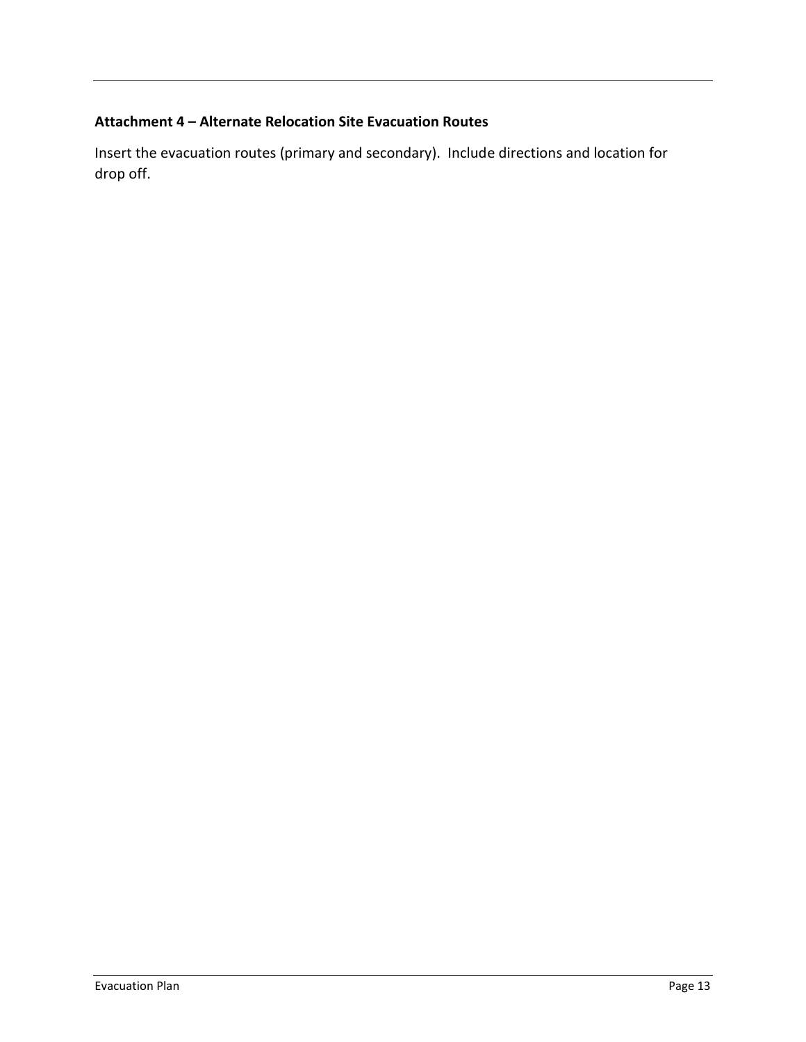### Attachment 4 – Alternate Relocation Site Evacuation Routes

Insert the evacuation routes (primary and secondary). Include directions and location for drop off.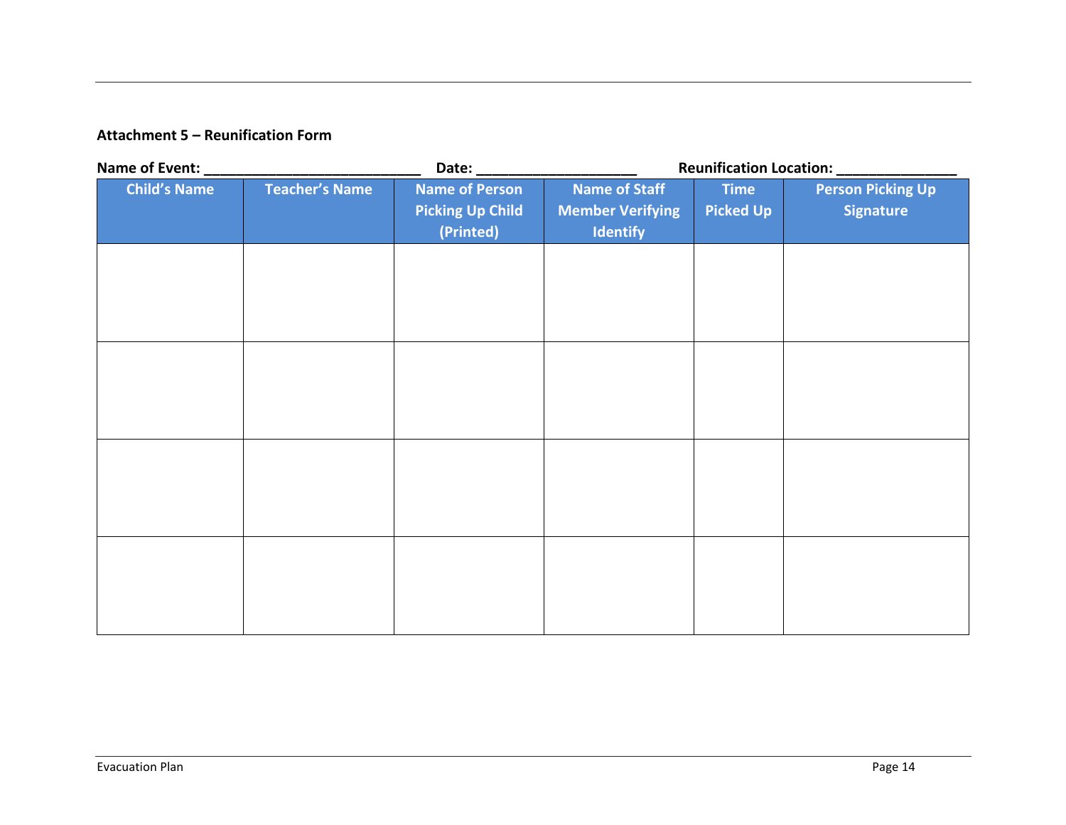**Attachment 5 – Reunification Form**

**Name of Event: \_\_\_\_\_\_\_\_\_\_\_\_\_\_\_\_\_\_\_\_\_\_\_\_\_\_\_  Date: \_\_\_\_\_\_\_\_\_\_\_\_\_\_\_\_\_\_\_\_  Reunification Location: \_\_\_\_\_\_\_\_\_\_\_\_\_\_\_**

| Child's Name | Teacher's Name | Name of Person Picking Up Child (Printed) | Name of Staff Member Verifying Identify | Time Picked Up | Person Picking Up Signature |
|---|---|---|---|---|---|
| | | | | | |
| | | | | | |
| | | | | | |
| | | | | | |